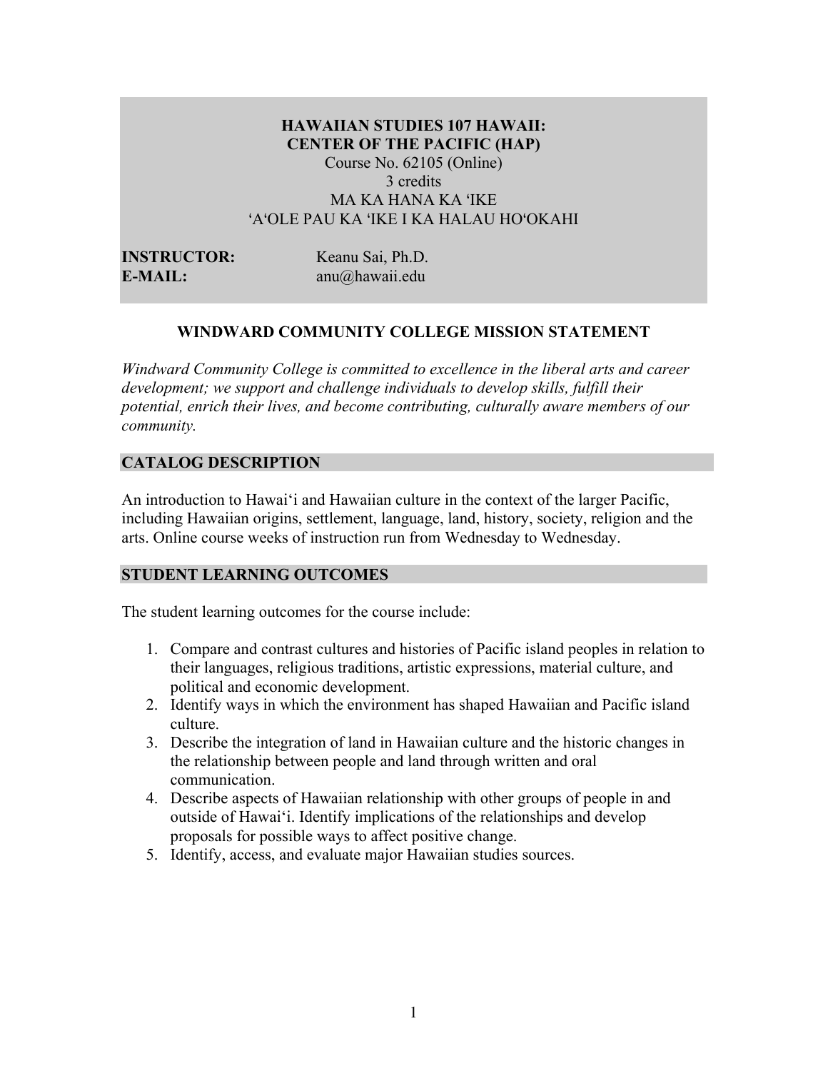# HAWAIIAN STUDIES 107 HAWAII: CENTER OF THE PACIFIC (HAP)

Course No. 62105 (Online)
3 credits
MA KA HANA KA ʻIKE
ʻAʻOLE PAU KA ʻIKE I KA HALAU HOʻOKAHI

**INSTRUCTOR:** Keanu Sai, Ph.D.
**E-MAIL:** anu@hawaii.edu

## WINDWARD COMMUNITY COLLEGE MISSION STATEMENT

*Windward Community College is committed to excellence in the liberal arts and career development; we support and challenge individuals to develop skills, fulfill their potential, enrich their lives, and become contributing, culturally aware members of our community.*

## CATALOG DESCRIPTION

An introduction to Hawaiʻi and Hawaiian culture in the context of the larger Pacific, including Hawaiian origins, settlement, language, land, history, society, religion and the arts. Online course weeks of instruction run from Wednesday to Wednesday.

## STUDENT LEARNING OUTCOMES

The student learning outcomes for the course include:

1. Compare and contrast cultures and histories of Pacific island peoples in relation to their languages, religious traditions, artistic expressions, material culture, and political and economic development.
2. Identify ways in which the environment has shaped Hawaiian and Pacific island culture.
3. Describe the integration of land in Hawaiian culture and the historic changes in the relationship between people and land through written and oral communication.
4. Describe aspects of Hawaiian relationship with other groups of people in and outside of Hawaiʻi. Identify implications of the relationships and develop proposals for possible ways to affect positive change.
5. Identify, access, and evaluate major Hawaiian studies sources.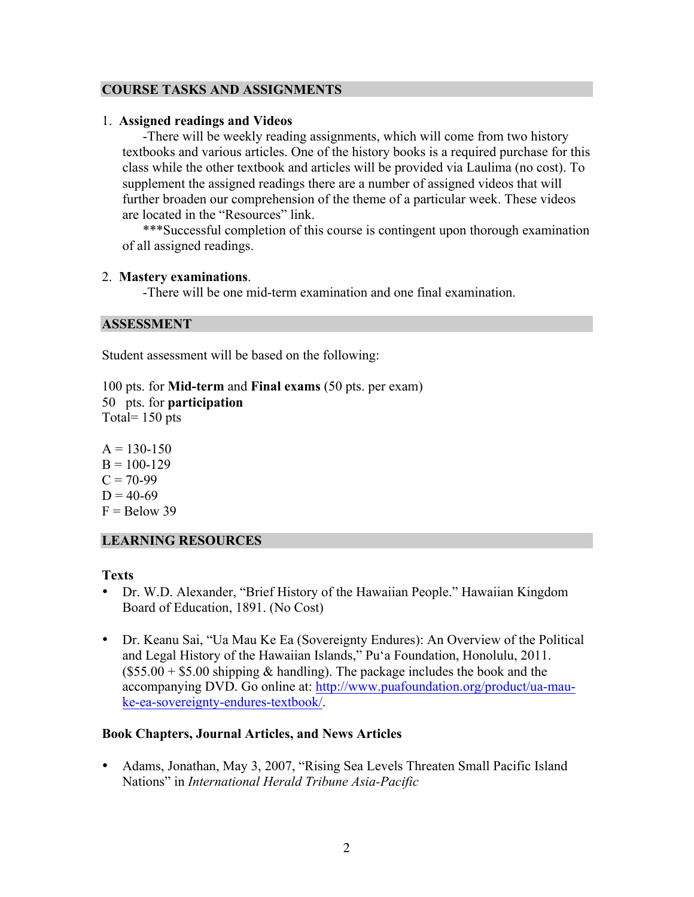## COURSE TASKS AND ASSIGNMENTS

1. **Assigned readings and Videos**

   -There will be weekly reading assignments, which will come from two history textbooks and various articles. One of the history books is a required purchase for this class while the other textbook and articles will be provided via Laulima (no cost). To supplement the assigned readings there are a number of assigned videos that will further broaden our comprehension of the theme of a particular week. These videos are located in the "Resources" link.

   ***Successful completion of this course is contingent upon thorough examination of all assigned readings.

2. **Mastery examinations**.

   -There will be one mid-term examination and one final examination.

## ASSESSMENT

Student assessment will be based on the following:

100 pts. for **Mid-term** and **Final exams** (50 pts. per exam)
50 pts. for **participation**
Total= 150 pts

A = 130-150
B = 100-129
C = 70-99
D = 40-69
F = Below 39

## LEARNING RESOURCES

### Texts

- Dr. W.D. Alexander, "Brief History of the Hawaiian People." Hawaiian Kingdom Board of Education, 1891. (No Cost)

- Dr. Keanu Sai, "Ua Mau Ke Ea (Sovereignty Endures): An Overview of the Political and Legal History of the Hawaiian Islands," Pu'a Foundation, Honolulu, 2011. ($55.00 + $5.00 shipping & handling). The package includes the book and the accompanying DVD. Go online at: [http://www.puafoundation.org/product/ua-mau-ke-ea-sovereignty-endures-textbook/](http://www.puafoundation.org/product/ua-mau-ke-ea-sovereignty-endures-textbook/).

### Book Chapters, Journal Articles, and News Articles

- Adams, Jonathan, May 3, 2007, "Rising Sea Levels Threaten Small Pacific Island Nations" in *International Herald Tribune Asia-Pacific*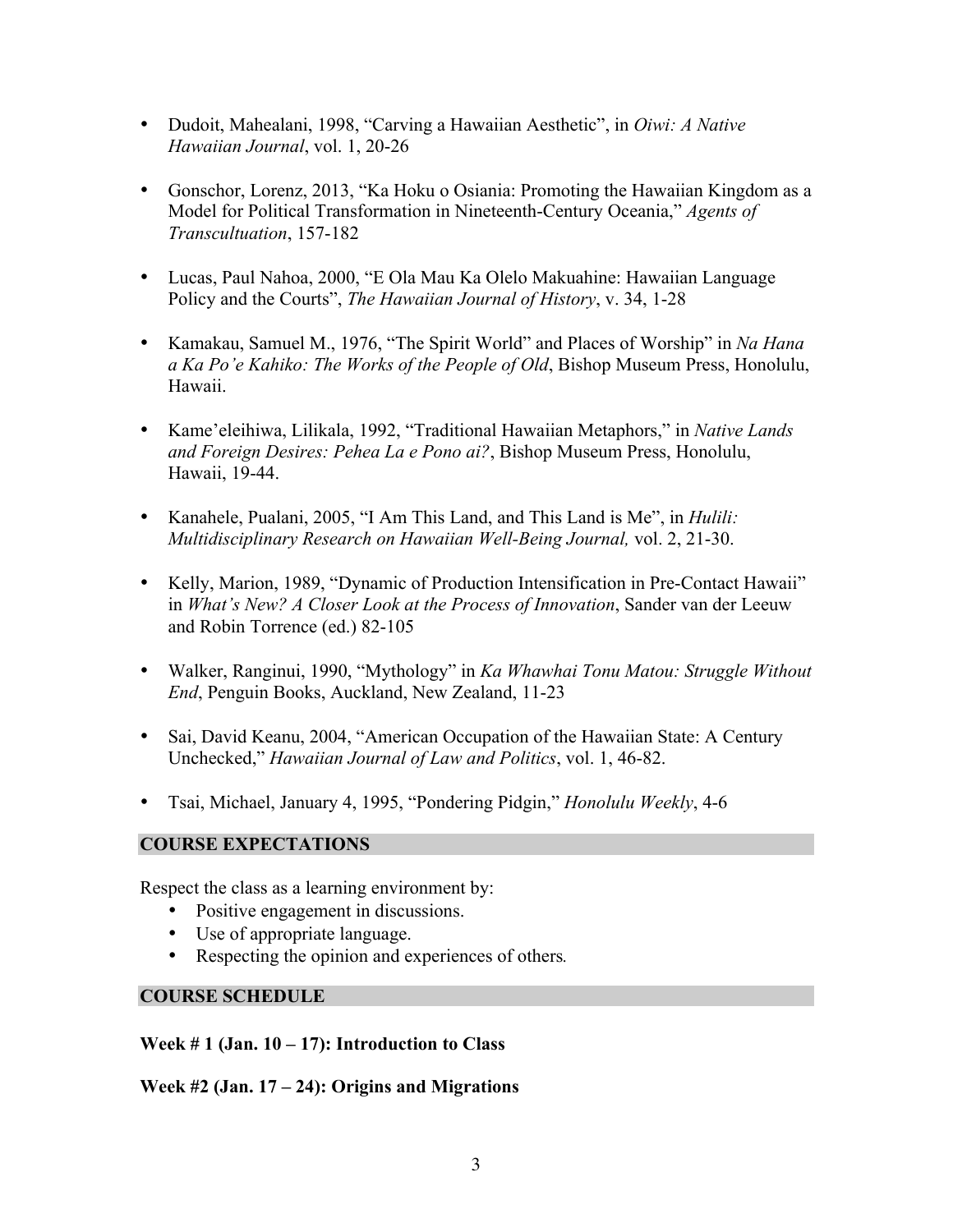- Dudoit, Mahealani, 1998, "Carving a Hawaiian Aesthetic", in *Oiwi: A Native Hawaiian Journal*, vol. 1, 20-26

- Gonschor, Lorenz, 2013, "Ka Hoku o Osiania: Promoting the Hawaiian Kingdom as a Model for Political Transformation in Nineteenth-Century Oceania," *Agents of Transcultuation*, 157-182

- Lucas, Paul Nahoa, 2000, "E Ola Mau Ka Olelo Makuahine: Hawaiian Language Policy and the Courts", *The Hawaiian Journal of History*, v. 34, 1-28

- Kamakau, Samuel M., 1976, "The Spirit World" and Places of Worship" in *Na Hana a Ka Po'e Kahiko: The Works of the People of Old*, Bishop Museum Press, Honolulu, Hawaii.

- Kame'eleihiwa, Lilikala, 1992, "Traditional Hawaiian Metaphors," in *Native Lands and Foreign Desires: Pehea La e Pono ai?*, Bishop Museum Press, Honolulu, Hawaii, 19-44.

- Kanahele, Pualani, 2005, "I Am This Land, and This Land is Me", in *Hulili: Multidisciplinary Research on Hawaiian Well-Being Journal,* vol. 2, 21-30.

- Kelly, Marion, 1989, "Dynamic of Production Intensification in Pre-Contact Hawaii" in *What's New? A Closer Look at the Process of Innovation*, Sander van der Leeuw and Robin Torrence (ed.) 82-105

- Walker, Ranginui, 1990, "Mythology" in *Ka Whawhai Tonu Matou: Struggle Without End*, Penguin Books, Auckland, New Zealand, 11-23

- Sai, David Keanu, 2004, "American Occupation of the Hawaiian State: A Century Unchecked," *Hawaiian Journal of Law and Politics*, vol. 1, 46-82.

- Tsai, Michael, January 4, 1995, "Pondering Pidgin," *Honolulu Weekly*, 4-6

## COURSE EXPECTATIONS

Respect the class as a learning environment by:

- Positive engagement in discussions.
- Use of appropriate language.
- Respecting the opinion and experiences of others*.*

## COURSE SCHEDULE

**Week # 1 (Jan. 10 – 17): Introduction to Class**

**Week #2 (Jan. 17 – 24): Origins and Migrations**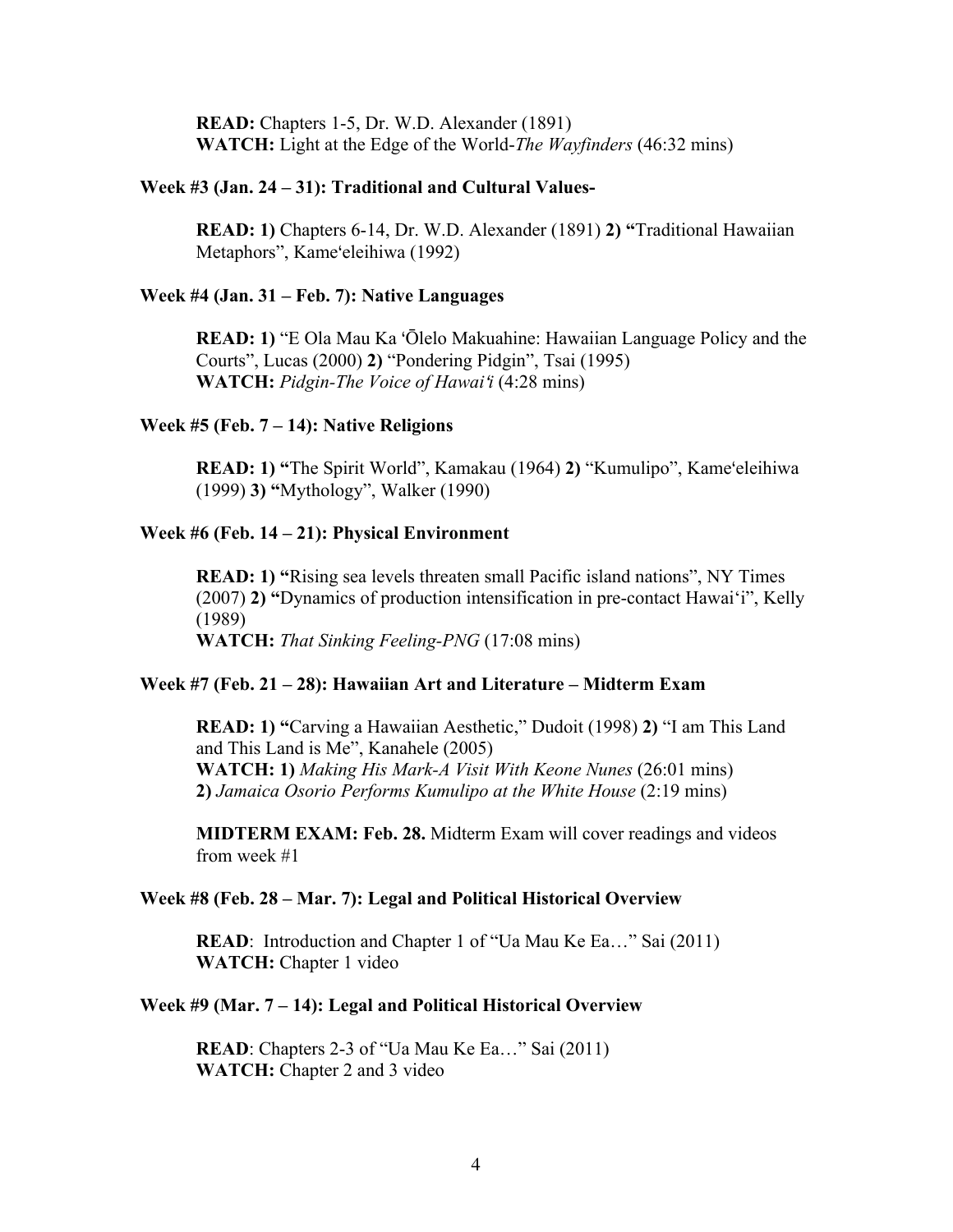**READ:** Chapters 1-5, Dr. W.D. Alexander (1891)
**WATCH:** Light at the Edge of the World-*The Wayfinders* (46:32 mins)

**Week #3 (Jan. 24 – 31): Traditional and Cultural Values-**

**READ: 1)** Chapters 6-14, Dr. W.D. Alexander (1891) **2) "**Traditional Hawaiian Metaphors", Kameʻeleihiwa (1992)

**Week #4 (Jan. 31 – Feb. 7): Native Languages**

**READ: 1)** "E Ola Mau Ka ʻŌlelo Makuahine: Hawaiian Language Policy and the Courts", Lucas (2000) **2)** "Pondering Pidgin", Tsai (1995)
**WATCH:** *Pidgin-The Voice of Hawaiʻi* (4:28 mins)

**Week #5 (Feb. 7 – 14): Native Religions**

**READ: 1) "**The Spirit World", Kamakau (1964) **2)** "Kumulipo", Kameʻeleihiwa (1999) **3) "**Mythology", Walker (1990)

**Week #6 (Feb. 14 – 21): Physical Environment**

**READ: 1) "**Rising sea levels threaten small Pacific island nations", NY Times (2007) **2) "**Dynamics of production intensification in pre-contact Hawaiʻi", Kelly (1989)
**WATCH:** *That Sinking Feeling-PNG* (17:08 mins)

**Week #7 (Feb. 21 – 28): Hawaiian Art and Literature – Midterm Exam**

**READ: 1) "**Carving a Hawaiian Aesthetic," Dudoit (1998) **2)** "I am This Land and This Land is Me", Kanahele (2005)
**WATCH: 1)** *Making His Mark-A Visit With Keone Nunes* (26:01 mins)
**2)** *Jamaica Osorio Performs Kumulipo at the White House* (2:19 mins)

**MIDTERM EXAM: Feb. 28.** Midterm Exam will cover readings and videos from week #1

**Week #8 (Feb. 28 – Mar. 7): Legal and Political Historical Overview**

**READ**: Introduction and Chapter 1 of "Ua Mau Ke Ea…" Sai (2011)
**WATCH:** Chapter 1 video

**Week #9 (Mar. 7 – 14): Legal and Political Historical Overview**

**READ**: Chapters 2-3 of "Ua Mau Ke Ea…" Sai (2011)
**WATCH:** Chapter 2 and 3 video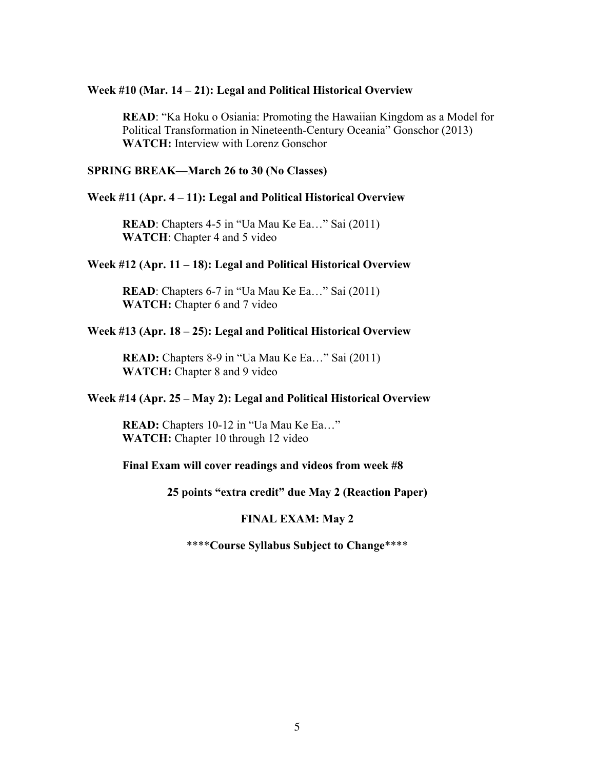**Week #10 (Mar. 14 – 21): Legal and Political Historical Overview**

> **READ**: "Ka Hoku o Osiania: Promoting the Hawaiian Kingdom as a Model for Political Transformation in Nineteenth-Century Oceania" Gonschor (2013)
> **WATCH:** Interview with Lorenz Gonschor

**SPRING BREAK—March 26 to 30 (No Classes)**

**Week #11 (Apr. 4 – 11): Legal and Political Historical Overview**

> **READ**: Chapters 4-5 in "Ua Mau Ke Ea…" Sai (2011)
> **WATCH**: Chapter 4 and 5 video

**Week #12 (Apr. 11 – 18): Legal and Political Historical Overview**

> **READ**: Chapters 6-7 in "Ua Mau Ke Ea…" Sai (2011)
> **WATCH:** Chapter 6 and 7 video

**Week #13 (Apr. 18 – 25): Legal and Political Historical Overview**

> **READ:** Chapters 8-9 in "Ua Mau Ke Ea…" Sai (2011)
> **WATCH:** Chapter 8 and 9 video

**Week #14 (Apr. 25 – May 2): Legal and Political Historical Overview**

> **READ:** Chapters 10-12 in "Ua Mau Ke Ea…"
> **WATCH:** Chapter 10 through 12 video

**Final Exam will cover readings and videos from week #8**

**25 points "extra credit" due May 2 (Reaction Paper)**

**FINAL EXAM: May 2**

\*\*\*\***Course Syllabus Subject to Change**\*\*\*\*